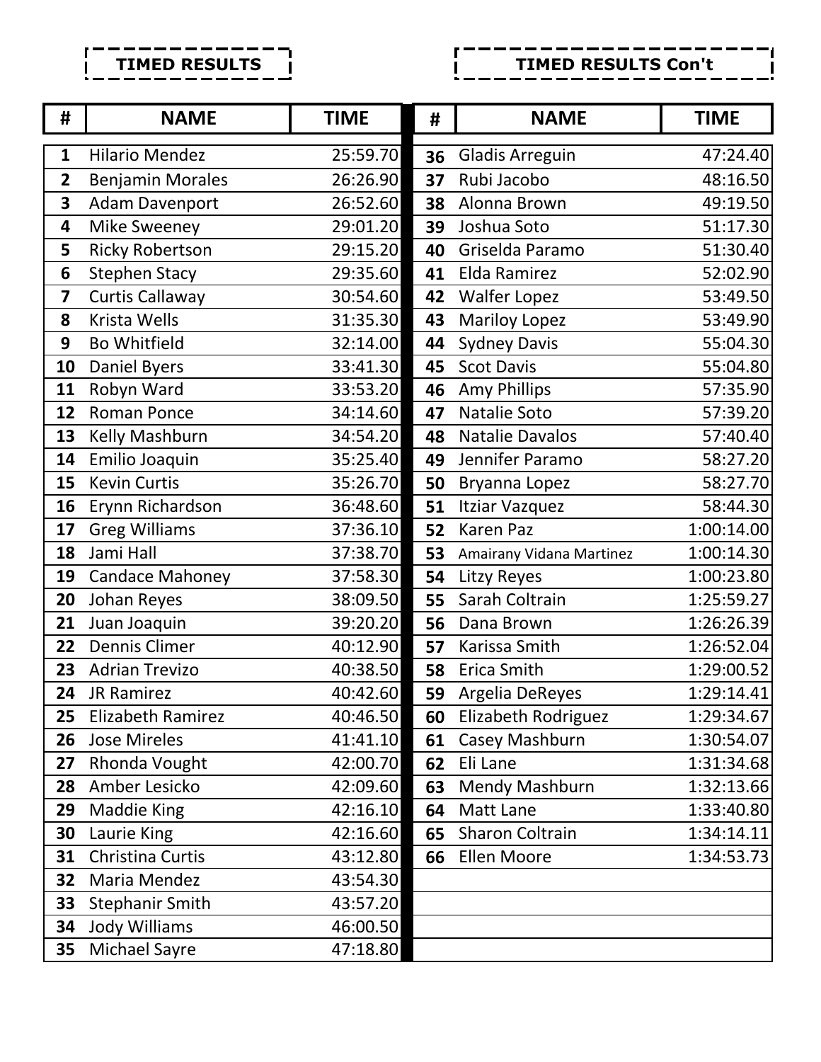**TIMED RESULTS**

| # | NAME | TIME |
|---|---|---|
| 1 | Hilario Mendez | 25:59.70 |
| 2 | Benjamin Morales | 26:26.90 |
| 3 | Adam Davenport | 26:52.60 |
| 4 | Mike Sweeney | 29:01.20 |
| 5 | Ricky Robertson | 29:15.20 |
| 6 | Stephen Stacy | 29:35.60 |
| 7 | Curtis Callaway | 30:54.60 |
| 8 | Krista Wells | 31:35.30 |
| 9 | Bo Whitfield | 32:14.00 |
| 10 | Daniel Byers | 33:41.30 |
| 11 | Robyn Ward | 33:53.20 |
| 12 | Roman Ponce | 34:14.60 |
| 13 | Kelly Mashburn | 34:54.20 |
| 14 | Emilio Joaquin | 35:25.40 |
| 15 | Kevin Curtis | 35:26.70 |
| 16 | Erynn Richardson | 36:48.60 |
| 17 | Greg Williams | 37:36.10 |
| 18 | Jami Hall | 37:38.70 |
| 19 | Candace Mahoney | 37:58.30 |
| 20 | Johan Reyes | 38:09.50 |
| 21 | Juan Joaquin | 39:20.20 |
| 22 | Dennis Climer | 40:12.90 |
| 23 | Adrian Trevizo | 40:38.50 |
| 24 | JR Ramirez | 40:42.60 |
| 25 | Elizabeth Ramirez | 40:46.50 |
| 26 | Jose Mireles | 41:41.10 |
| 27 | Rhonda Vought | 42:00.70 |
| 28 | Amber Lesicko | 42:09.60 |
| 29 | Maddie King | 42:16.10 |
| 30 | Laurie King | 42:16.60 |
| 31 | Christina Curtis | 43:12.80 |
| 32 | Maria Mendez | 43:54.30 |
| 33 | Stephanir Smith | 43:57.20 |
| 34 | Jody Williams | 46:00.50 |
| 35 | Michael Sayre | 47:18.80 |

**TIMED RESULTS Con't**

| # | NAME | TIME |
|---|---|---|
| 36 | Gladis Arreguin | 47:24.40 |
| 37 | Rubi Jacobo | 48:16.50 |
| 38 | Alonna Brown | 49:19.50 |
| 39 | Joshua Soto | 51:17.30 |
| 40 | Griselda Paramo | 51:30.40 |
| 41 | Elda Ramirez | 52:02.90 |
| 42 | Walfer Lopez | 53:49.50 |
| 43 | Mariloy Lopez | 53:49.90 |
| 44 | Sydney Davis | 55:04.30 |
| 45 | Scot Davis | 55:04.80 |
| 46 | Amy Phillips | 57:35.90 |
| 47 | Natalie Soto | 57:39.20 |
| 48 | Natalie Davalos | 57:40.40 |
| 49 | Jennifer Paramo | 58:27.20 |
| 50 | Bryanna Lopez | 58:27.70 |
| 51 | Itziar Vazquez | 58:44.30 |
| 52 | Karen Paz | 1:00:14.00 |
| 53 | Amairany Vidana Martinez | 1:00:14.30 |
| 54 | Litzy Reyes | 1:00:23.80 |
| 55 | Sarah Coltrain | 1:25:59.27 |
| 56 | Dana Brown | 1:26:26.39 |
| 57 | Karissa Smith | 1:26:52.04 |
| 58 | Erica Smith | 1:29:00.52 |
| 59 | Argelia DeReyes | 1:29:14.41 |
| 60 | Elizabeth Rodriguez | 1:29:34.67 |
| 61 | Casey Mashburn | 1:30:54.07 |
| 62 | Eli Lane | 1:31:34.68 |
| 63 | Mendy Mashburn | 1:32:13.66 |
| 64 | Matt Lane | 1:33:40.80 |
| 65 | Sharon Coltrain | 1:34:14.11 |
| 66 | Ellen Moore | 1:34:53.73 |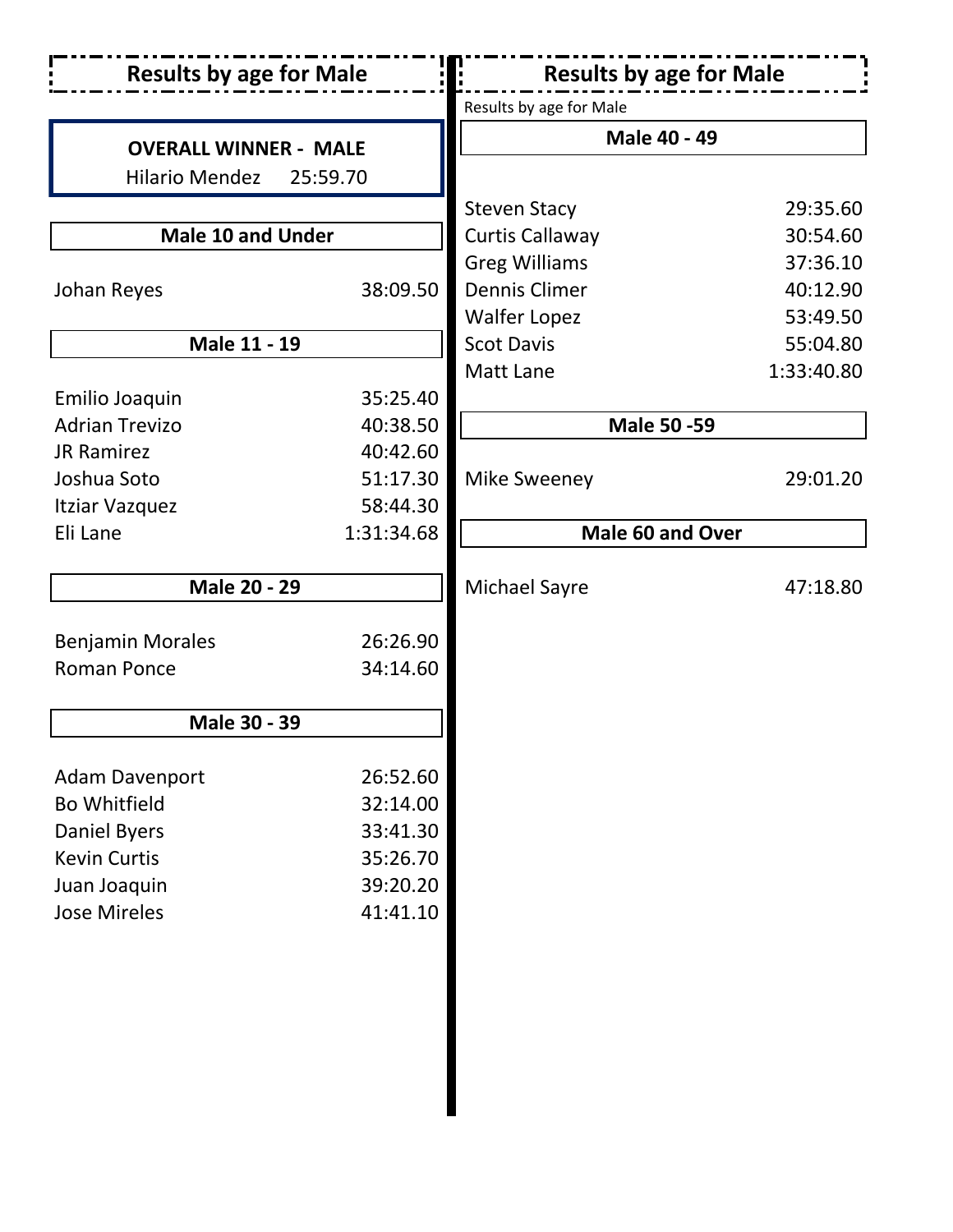## Results by age for Male

**OVERALL WINNER - MALE**

Hilario Mendez 25:59.70

### Male 10 and Under

| Name | Time |
|---|---|
| Johan Reyes | 38:09.50 |

### Male 11 - 19

| Name | Time |
|---|---|
| Emilio Joaquin | 35:25.40 |
| Adrian Trevizo | 40:38.50 |
| JR Ramirez | 40:42.60 |
| Joshua Soto | 51:17.30 |
| Itziar Vazquez | 58:44.30 |
| Eli Lane | 1:31:34.68 |

### Male 20 - 29

| Name | Time |
|---|---|
| Benjamin Morales | 26:26.90 |
| Roman Ponce | 34:14.60 |

### Male 30 - 39

| Name | Time |
|---|---|
| Adam Davenport | 26:52.60 |
| Bo Whitfield | 32:14.00 |
| Daniel Byers | 33:41.30 |
| Kevin Curtis | 35:26.70 |
| Juan Joaquin | 39:20.20 |
| Jose Mireles | 41:41.10 |

## Results by age for Male

Results by age for Male

### Male 40 - 49

| Name | Time |
|---|---|
| Steven Stacy | 29:35.60 |
| Curtis Callaway | 30:54.60 |
| Greg Williams | 37:36.10 |
| Dennis Climer | 40:12.90 |
| Walfer Lopez | 53:49.50 |
| Scot Davis | 55:04.80 |
| Matt Lane | 1:33:40.80 |

### Male 50 -59

| Name | Time |
|---|---|
| Mike Sweeney | 29:01.20 |

### Male 60 and Over

| Name | Time |
|---|---|
| Michael Sayre | 47:18.80 |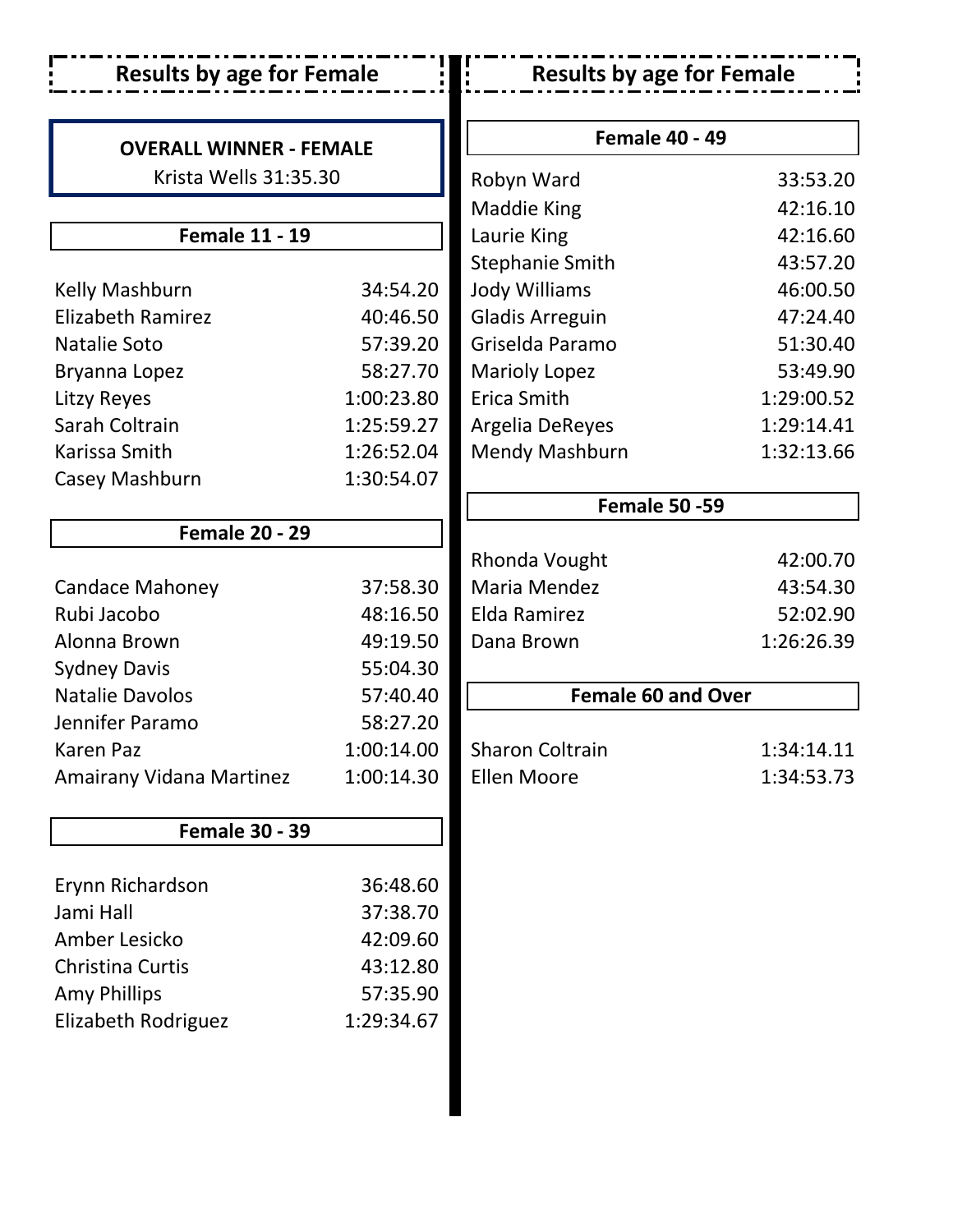## Results by age for Female

**OVERALL WINNER - FEMALE**

Krista Wells 31:35.30

### Female 11 - 19

| | |
|---|---|
| Kelly Mashburn | 34:54.20 |
| Elizabeth Ramirez | 40:46.50 |
| Natalie Soto | 57:39.20 |
| Bryanna Lopez | 58:27.70 |
| Litzy Reyes | 1:00:23.80 |
| Sarah Coltrain | 1:25:59.27 |
| Karissa Smith | 1:26:52.04 |
| Casey Mashburn | 1:30:54.07 |

### Female 20 - 29

| | |
|---|---|
| Candace Mahoney | 37:58.30 |
| Rubi Jacobo | 48:16.50 |
| Alonna Brown | 49:19.50 |
| Sydney Davis | 55:04.30 |
| Natalie Davolos | 57:40.40 |
| Jennifer Paramo | 58:27.20 |
| Karen Paz | 1:00:14.00 |
| Amairany Vidana Martinez | 1:00:14.30 |

### Female 30 - 39

| | |
|---|---|
| Erynn Richardson | 36:48.60 |
| Jami Hall | 37:38.70 |
| Amber Lesicko | 42:09.60 |
| Christina Curtis | 43:12.80 |
| Amy Phillips | 57:35.90 |
| Elizabeth Rodriguez | 1:29:34.67 |

## Results by age for Female

### Female 40 - 49

| | |
|---|---|
| Robyn Ward | 33:53.20 |
| Maddie King | 42:16.10 |
| Laurie King | 42:16.60 |
| Stephanie Smith | 43:57.20 |
| Jody Williams | 46:00.50 |
| Gladis Arreguin | 47:24.40 |
| Griselda Paramo | 51:30.40 |
| Marioly Lopez | 53:49.90 |
| Erica Smith | 1:29:00.52 |
| Argelia DeReyes | 1:29:14.41 |
| Mendy Mashburn | 1:32:13.66 |

### Female 50 -59

| | |
|---|---|
| Rhonda Vought | 42:00.70 |
| Maria Mendez | 43:54.30 |
| Elda Ramirez | 52:02.90 |
| Dana Brown | 1:26:26.39 |

### Female 60 and Over

| | |
|---|---|
| Sharon Coltrain | 1:34:14.11 |
| Ellen Moore | 1:34:53.73 |